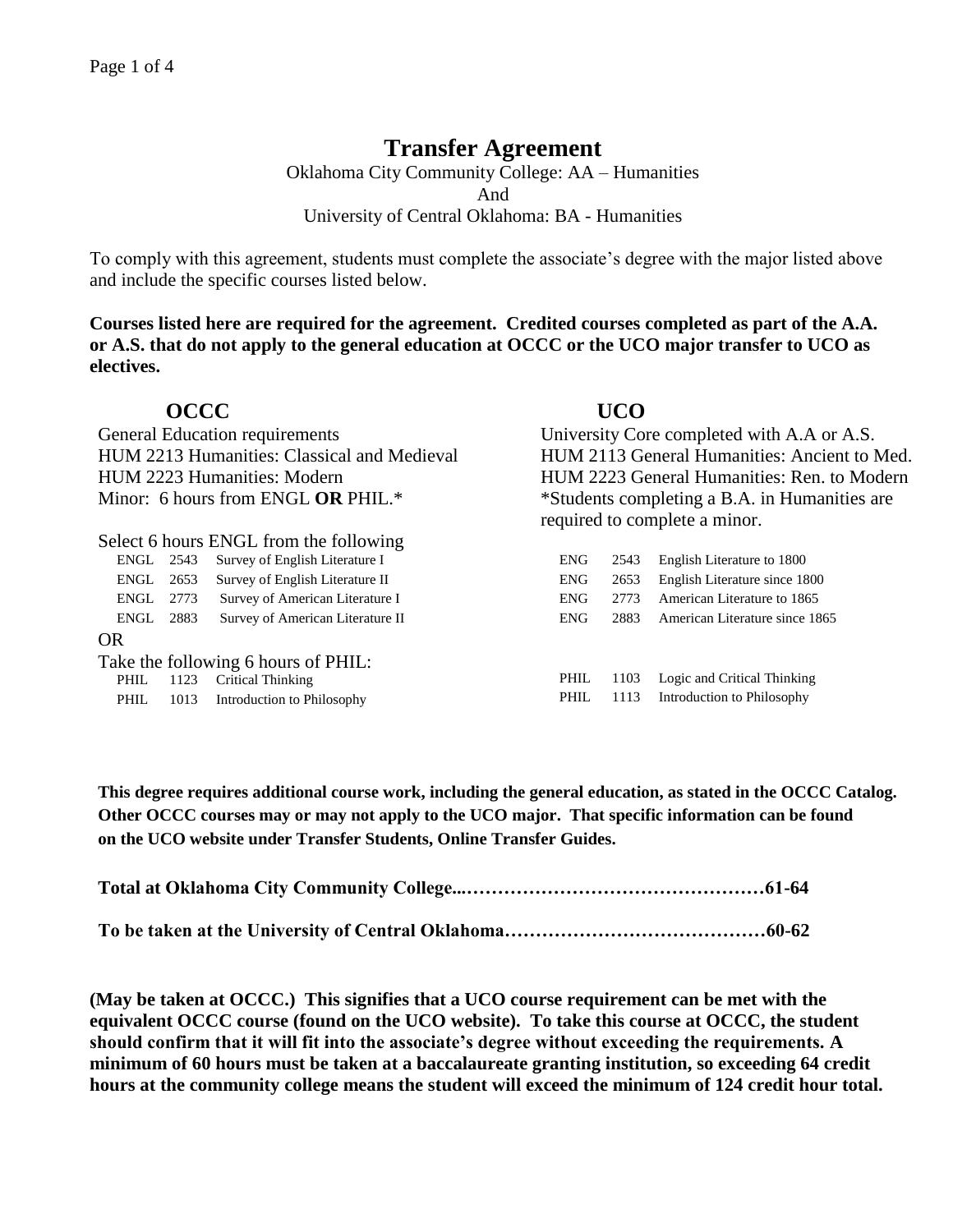# Transfer Agreement

Oklahoma City Community College: AA – Humanities
And
University of Central Oklahoma: BA - Humanities

To comply with this agreement, students must complete the associate's degree with the major listed above and include the specific courses listed below.

**Courses listed here are required for the agreement. Credited courses completed as part of the A.A. or A.S. that do not apply to the general education at OCCC or the UCO major transfer to UCO as electives.**

| OCCC | UCO |
|---|---|
| General Education requirements | University Core completed with A.A or A.S. |
| HUM 2213 Humanities: Classical and Medieval | HUM 2113 General Humanities: Ancient to Med. |
| HUM 2223 Humanities: Modern | HUM 2223 General Humanities: Ren. to Modern |
| Minor: 6 hours from ENGL **OR** PHIL.* | *Students completing a B.A. in Humanities are required to complete a minor. |

Select 6 hours ENGL from the following

| OCCC | | | UCO | | |
|---|---|---|---|---|---|
| ENGL | 2543 | Survey of English Literature I | ENG | 2543 | English Literature to 1800 |
| ENGL | 2653 | Survey of English Literature II | ENG | 2653 | English Literature since 1800 |
| ENGL | 2773 | Survey of American Literature I | ENG | 2773 | American Literature to 1865 |
| ENGL | 2883 | Survey of American Literature II | ENG | 2883 | American Literature since 1865 |

OR

Take the following 6 hours of PHIL:

| OCCC | | | UCO | | |
|---|---|---|---|---|---|
| PHIL | 1123 | Critical Thinking | PHIL | 1103 | Logic and Critical Thinking |
| PHIL | 1013 | Introduction to Philosophy | PHIL | 1113 | Introduction to Philosophy |

**This degree requires additional course work, including the general education, as stated in the OCCC Catalog. Other OCCC courses may or may not apply to the UCO major. That specific information can be found on the UCO website under Transfer Students, Online Transfer Guides.**

**Total at Oklahoma City Community College...…………………………………………61-64**

**To be taken at the University of Central Oklahoma……………………………………60-62**

**(May be taken at OCCC.) This signifies that a UCO course requirement can be met with the equivalent OCCC course (found on the UCO website). To take this course at OCCC, the student should confirm that it will fit into the associate's degree without exceeding the requirements. A minimum of 60 hours must be taken at a baccalaureate granting institution, so exceeding 64 credit hours at the community college means the student will exceed the minimum of 124 credit hour total.**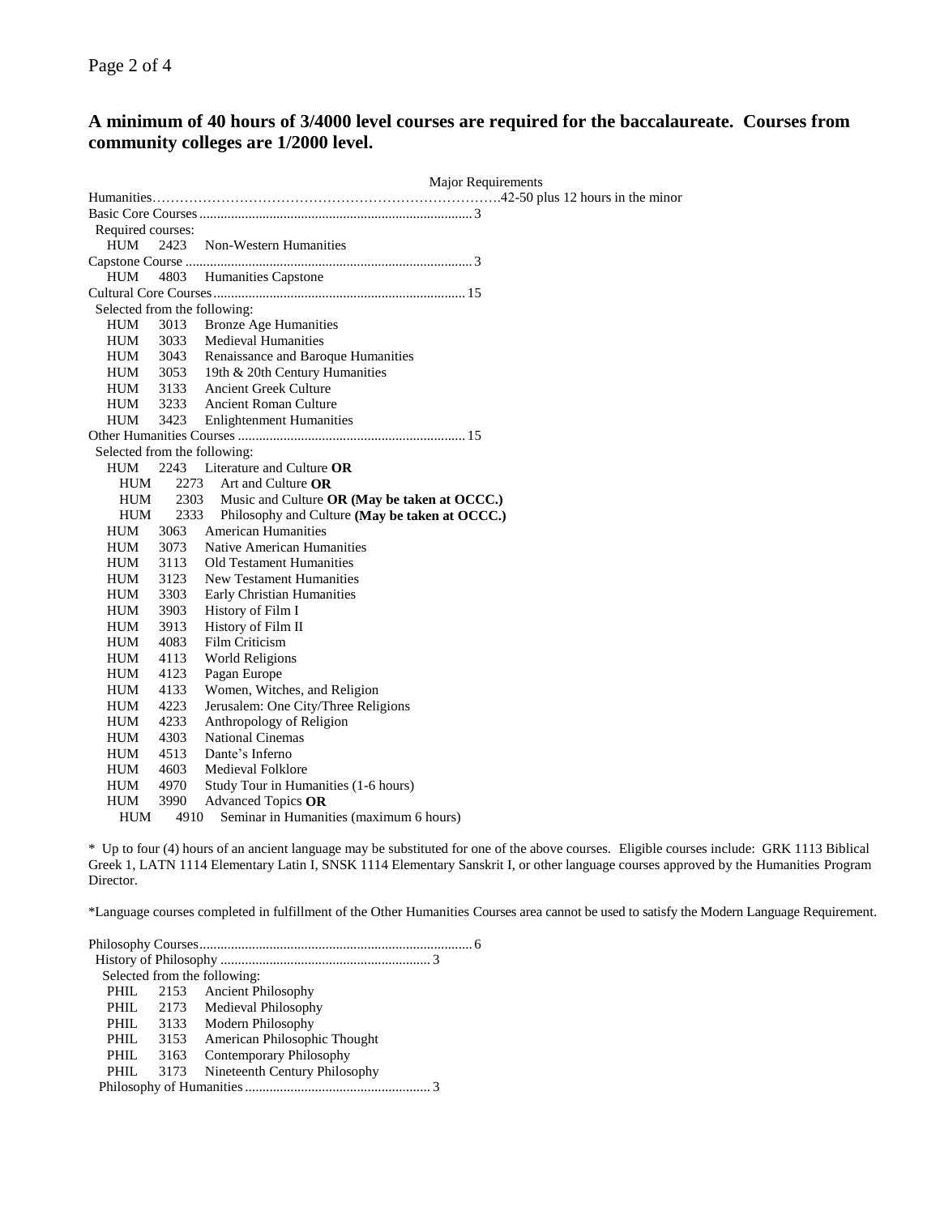**A minimum of 40 hours of 3/4000 level courses are required for the baccalaureate. Courses from community colleges are 1/2000 level.**

Major Requirements

Humanities……………………………………………………………….42-50 plus 12 hours in the minor

Basic Core Courses .......................................................................... 3

Required courses:

- HUM 2423 Non-Western Humanities

Capstone Course .............................................................................. 3

- HUM 4803 Humanities Capstone

Cultural Core Courses ...................................................................... 15

Selected from the following:

- HUM 3013 Bronze Age Humanities
- HUM 3033 Medieval Humanities
- HUM 3043 Renaissance and Baroque Humanities
- HUM 3053 19th & 20th Century Humanities
- HUM 3133 Ancient Greek Culture
- HUM 3233 Ancient Roman Culture
- HUM 3423 Enlightenment Humanities

Other Humanities Courses ................................................................ 15

Selected from the following:

- HUM 2243 Literature and Culture **OR**
  - HUM 2273 Art and Culture **OR**
  - HUM 2303 Music and Culture **OR (May be taken at OCCC.)**
  - HUM 2333 Philosophy and Culture **(May be taken at OCCC.)**
- HUM 3063 American Humanities
- HUM 3073 Native American Humanities
- HUM 3113 Old Testament Humanities
- HUM 3123 New Testament Humanities
- HUM 3303 Early Christian Humanities
- HUM 3903 History of Film I
- HUM 3913 History of Film II
- HUM 4083 Film Criticism
- HUM 4113 World Religions
- HUM 4123 Pagan Europe
- HUM 4133 Women, Witches, and Religion
- HUM 4223 Jerusalem: One City/Three Religions
- HUM 4233 Anthropology of Religion
- HUM 4303 National Cinemas
- HUM 4513 Dante's Inferno
- HUM 4603 Medieval Folklore
- HUM 4970 Study Tour in Humanities (1-6 hours)
- HUM 3990 Advanced Topics **OR**
  - HUM 4910 Seminar in Humanities (maximum 6 hours)

\* Up to four (4) hours of an ancient language may be substituted for one of the above courses. Eligible courses include: GRK 1113 Biblical Greek 1, LATN 1114 Elementary Latin I, SNSK 1114 Elementary Sanskrit I, or other language courses approved by the Humanities Program Director.

\*Language courses completed in fulfillment of the Other Humanities Courses area cannot be used to satisfy the Modern Language Requirement.

Philosophy Courses ............................................................................ 6

History of Philosophy ........................................................... 3

Selected from the following:

- PHIL 2153 Ancient Philosophy
- PHIL 2173 Medieval Philosophy
- PHIL 3133 Modern Philosophy
- PHIL 3153 American Philosophic Thought
- PHIL 3163 Contemporary Philosophy
- PHIL 3173 Nineteenth Century Philosophy

Philosophy of Humanities ..................................................... 3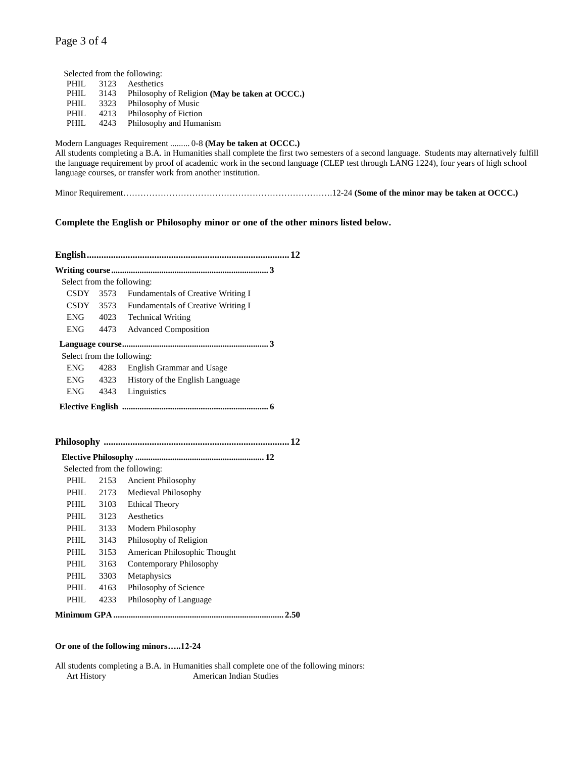Selected from the following:

| | | |
|---|---|---|
| PHIL | 3123 | Aesthetics |
| PHIL | 3143 | Philosophy of Religion **(May be taken at OCCC.)** |
| PHIL | 3323 | Philosophy of Music |
| PHIL | 4213 | Philosophy of Fiction |
| PHIL | 4243 | Philosophy and Humanism |

Modern Languages Requirement ......... 0-8 **(May be taken at OCCC.)**
All students completing a B.A. in Humanities shall complete the first two semesters of a second language. Students may alternatively fulfill the language requirement by proof of academic work in the second language (CLEP test through LANG 1224), four years of high school language courses, or transfer work from another institution.

Minor Requirement……………………………………………………………….12-24 **(Some of the minor may be taken at OCCC.)**

**Complete the English or Philosophy minor or one of the other minors listed below.**

**English.................................................................................12**

**Writing course......................................................................3**

Select from the following:

| | | |
|---|---|---|
| CSDY | 3573 | Fundamentals of Creative Writing I |
| CSDY | 3573 | Fundamentals of Creative Writing I |
| ENG | 4023 | Technical Writing |
| ENG | 4473 | Advanced Composition |

**Language course.................................................................3**

Select from the following:

| | | |
|---|---|---|
| ENG | 4283 | English Grammar and Usage |
| ENG | 4323 | History of the English Language |
| ENG | 4343 | Linguistics |

**Elective English ..................................................................6**

**Philosophy ...........................................................................12**

**Elective Philosophy ..........................................................12**

Selected from the following:

| | | |
|---|---|---|
| PHIL | 2153 | Ancient Philosophy |
| PHIL | 2173 | Medieval Philosophy |
| PHIL | 3103 | Ethical Theory |
| PHIL | 3123 | Aesthetics |
| PHIL | 3133 | Modern Philosophy |
| PHIL | 3143 | Philosophy of Religion |
| PHIL | 3153 | American Philosophic Thought |
| PHIL | 3163 | Contemporary Philosophy |
| PHIL | 3303 | Metaphysics |
| PHIL | 4163 | Philosophy of Science |
| PHIL | 4233 | Philosophy of Language |

**Minimum GPA............................................................................2.50**

**Or one of the following minors…..12-24**

All students completing a B.A. in Humanities shall complete one of the following minors:

| | |
|---|---|
| Art History | American Indian Studies |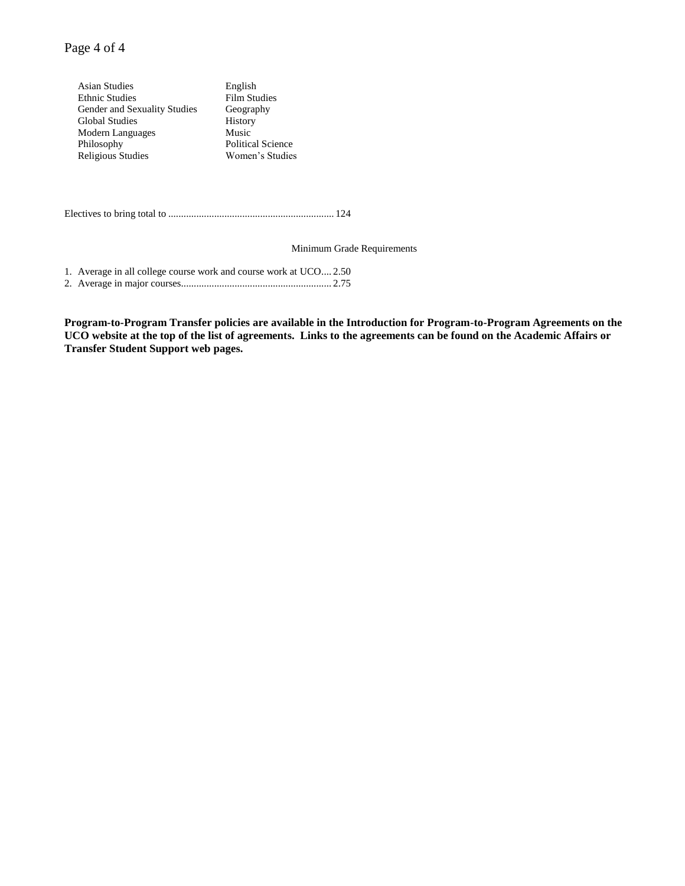| | |
|---|---|
| Asian Studies | English |
| Ethnic Studies | Film Studies |
| Gender and Sexuality Studies | Geography |
| Global Studies | History |
| Modern Languages | Music |
| Philosophy | Political Science |
| Religious Studies | Women's Studies |

Electives to bring total to ................................................................ 124

Minimum Grade Requirements

1. Average in all college course work and course work at UCO.... 2.50
2. Average in major courses.......................................................... 2.75

**Program-to-Program Transfer policies are available in the Introduction for Program-to-Program Agreements on the UCO website at the top of the list of agreements. Links to the agreements can be found on the Academic Affairs or Transfer Student Support web pages.**